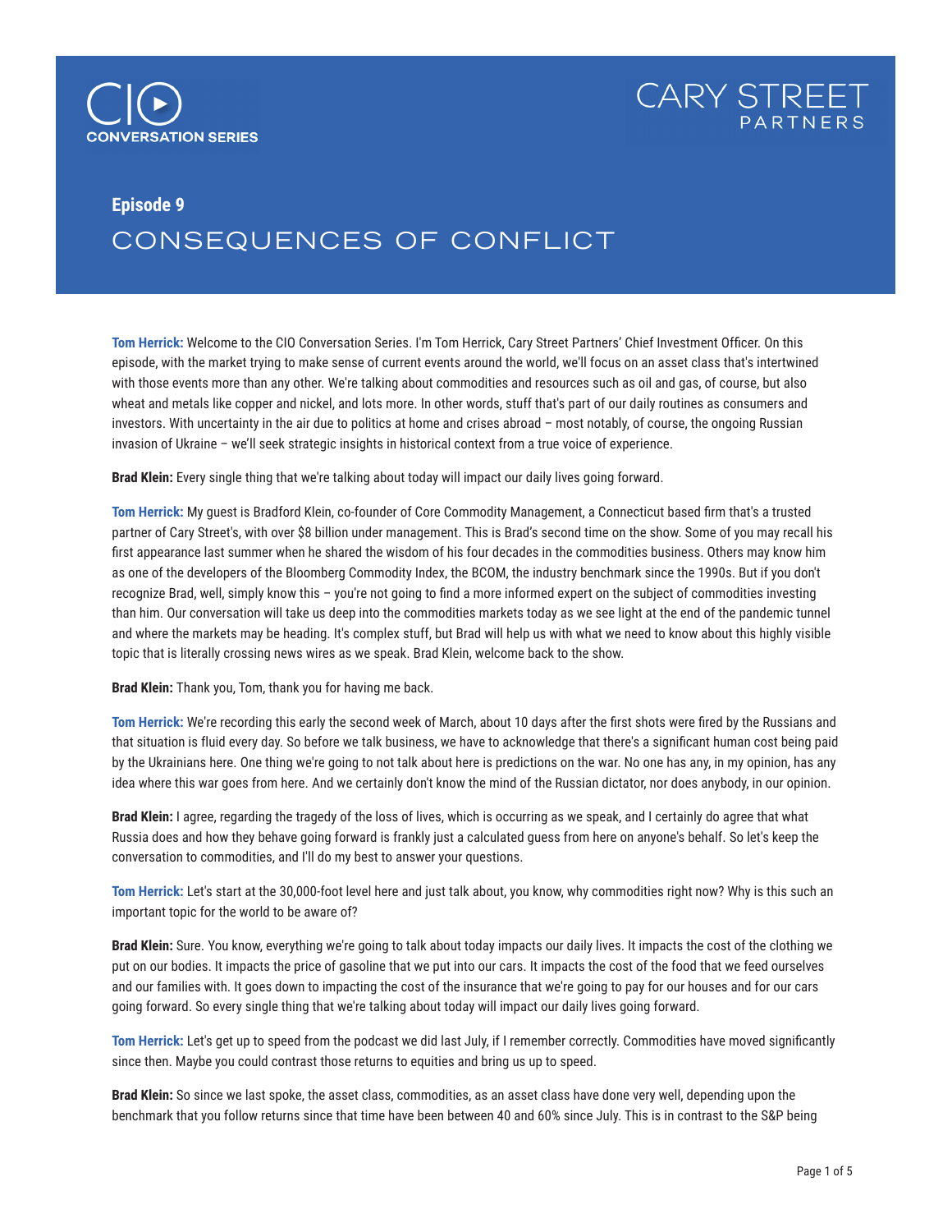CIO CONVERSATION SERIES

CARY STREET PARTNERS

**Episode 9**

# CONSEQUENCES OF CONFLICT

**Tom Herrick:** Welcome to the CIO Conversation Series. I'm Tom Herrick, Cary Street Partners' Chief Investment Officer. On this episode, with the market trying to make sense of current events around the world, we'll focus on an asset class that's intertwined with those events more than any other. We're talking about commodities and resources such as oil and gas, of course, but also wheat and metals like copper and nickel, and lots more. In other words, stuff that's part of our daily routines as consumers and investors. With uncertainty in the air due to politics at home and crises abroad – most notably, of course, the ongoing Russian invasion of Ukraine – we'll seek strategic insights in historical context from a true voice of experience.

**Brad Klein:** Every single thing that we're talking about today will impact our daily lives going forward.

**Tom Herrick:** My guest is Bradford Klein, co-founder of Core Commodity Management, a Connecticut based firm that's a trusted partner of Cary Street's, with over $8 billion under management. This is Brad's second time on the show. Some of you may recall his first appearance last summer when he shared the wisdom of his four decades in the commodities business. Others may know him as one of the developers of the Bloomberg Commodity Index, the BCOM, the industry benchmark since the 1990s. But if you don't recognize Brad, well, simply know this – you're not going to find a more informed expert on the subject of commodities investing than him. Our conversation will take us deep into the commodities markets today as we see light at the end of the pandemic tunnel and where the markets may be heading. It's complex stuff, but Brad will help us with what we need to know about this highly visible topic that is literally crossing news wires as we speak. Brad Klein, welcome back to the show.

**Brad Klein:** Thank you, Tom, thank you for having me back.

**Tom Herrick:** We're recording this early the second week of March, about 10 days after the first shots were fired by the Russians and that situation is fluid every day. So before we talk business, we have to acknowledge that there's a significant human cost being paid by the Ukrainians here. One thing we're going to not talk about here is predictions on the war. No one has any, in my opinion, has any idea where this war goes from here. And we certainly don't know the mind of the Russian dictator, nor does anybody, in our opinion.

**Brad Klein:** I agree, regarding the tragedy of the loss of lives, which is occurring as we speak, and I certainly do agree that what Russia does and how they behave going forward is frankly just a calculated guess from here on anyone's behalf. So let's keep the conversation to commodities, and I'll do my best to answer your questions.

**Tom Herrick:** Let's start at the 30,000-foot level here and just talk about, you know, why commodities right now? Why is this such an important topic for the world to be aware of?

**Brad Klein:** Sure. You know, everything we're going to talk about today impacts our daily lives. It impacts the cost of the clothing we put on our bodies. It impacts the price of gasoline that we put into our cars. It impacts the cost of the food that we feed ourselves and our families with. It goes down to impacting the cost of the insurance that we're going to pay for our houses and for our cars going forward. So every single thing that we're talking about today will impact our daily lives going forward.

**Tom Herrick:** Let's get up to speed from the podcast we did last July, if I remember correctly. Commodities have moved significantly since then. Maybe you could contrast those returns to equities and bring us up to speed.

**Brad Klein:** So since we last spoke, the asset class, commodities, as an asset class have done very well, depending upon the benchmark that you follow returns since that time have been between 40 and 60% since July. This is in contrast to the S&P being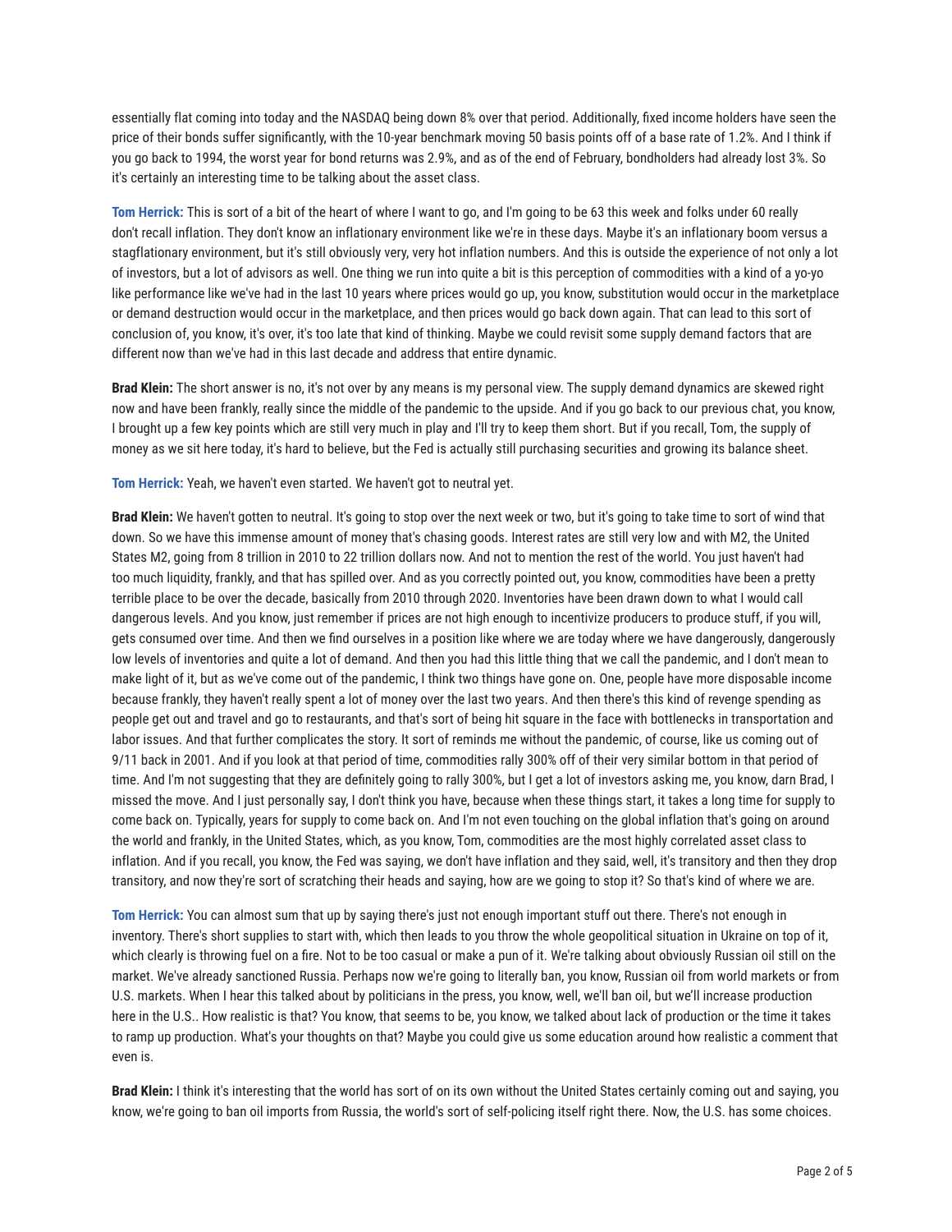essentially flat coming into today and the NASDAQ being down 8% over that period. Additionally, fixed income holders have seen the price of their bonds suffer significantly, with the 10-year benchmark moving 50 basis points off of a base rate of 1.2%. And I think if you go back to 1994, the worst year for bond returns was 2.9%, and as of the end of February, bondholders had already lost 3%. So it's certainly an interesting time to be talking about the asset class.

**Tom Herrick:** This is sort of a bit of the heart of where I want to go, and I'm going to be 63 this week and folks under 60 really don't recall inflation. They don't know an inflationary environment like we're in these days. Maybe it's an inflationary boom versus a stagflationary environment, but it's still obviously very, very hot inflation numbers. And this is outside the experience of not only a lot of investors, but a lot of advisors as well. One thing we run into quite a bit is this perception of commodities with a kind of a yo-yo like performance like we've had in the last 10 years where prices would go up, you know, substitution would occur in the marketplace or demand destruction would occur in the marketplace, and then prices would go back down again. That can lead to this sort of conclusion of, you know, it's over, it's too late that kind of thinking. Maybe we could revisit some supply demand factors that are different now than we've had in this last decade and address that entire dynamic.

**Brad Klein:** The short answer is no, it's not over by any means is my personal view. The supply demand dynamics are skewed right now and have been frankly, really since the middle of the pandemic to the upside. And if you go back to our previous chat, you know, I brought up a few key points which are still very much in play and I'll try to keep them short. But if you recall, Tom, the supply of money as we sit here today, it's hard to believe, but the Fed is actually still purchasing securities and growing its balance sheet.

**Tom Herrick:** Yeah, we haven't even started. We haven't got to neutral yet.

**Brad Klein:** We haven't gotten to neutral. It's going to stop over the next week or two, but it's going to take time to sort of wind that down. So we have this immense amount of money that's chasing goods. Interest rates are still very low and with M2, the United States M2, going from 8 trillion in 2010 to 22 trillion dollars now. And not to mention the rest of the world. You just haven't had too much liquidity, frankly, and that has spilled over. And as you correctly pointed out, you know, commodities have been a pretty terrible place to be over the decade, basically from 2010 through 2020. Inventories have been drawn down to what I would call dangerous levels. And you know, just remember if prices are not high enough to incentivize producers to produce stuff, if you will, gets consumed over time. And then we find ourselves in a position like where we are today where we have dangerously, dangerously low levels of inventories and quite a lot of demand. And then you had this little thing that we call the pandemic, and I don't mean to make light of it, but as we've come out of the pandemic, I think two things have gone on. One, people have more disposable income because frankly, they haven't really spent a lot of money over the last two years. And then there's this kind of revenge spending as people get out and travel and go to restaurants, and that's sort of being hit square in the face with bottlenecks in transportation and labor issues. And that further complicates the story. It sort of reminds me without the pandemic, of course, like us coming out of 9/11 back in 2001. And if you look at that period of time, commodities rally 300% off of their very similar bottom in that period of time. And I'm not suggesting that they are definitely going to rally 300%, but I get a lot of investors asking me, you know, darn Brad, I missed the move. And I just personally say, I don't think you have, because when these things start, it takes a long time for supply to come back on. Typically, years for supply to come back on. And I'm not even touching on the global inflation that's going on around the world and frankly, in the United States, which, as you know, Tom, commodities are the most highly correlated asset class to inflation. And if you recall, you know, the Fed was saying, we don't have inflation and they said, well, it's transitory and then they drop transitory, and now they're sort of scratching their heads and saying, how are we going to stop it? So that's kind of where we are.

**Tom Herrick:** You can almost sum that up by saying there's just not enough important stuff out there. There's not enough in inventory. There's short supplies to start with, which then leads to you throw the whole geopolitical situation in Ukraine on top of it, which clearly is throwing fuel on a fire. Not to be too casual or make a pun of it. We're talking about obviously Russian oil still on the market. We've already sanctioned Russia. Perhaps now we're going to literally ban, you know, Russian oil from world markets or from U.S. markets. When I hear this talked about by politicians in the press, you know, well, we'll ban oil, but we'll increase production here in the U.S.. How realistic is that? You know, that seems to be, you know, we talked about lack of production or the time it takes to ramp up production. What's your thoughts on that? Maybe you could give us some education around how realistic a comment that even is.

**Brad Klein:** I think it's interesting that the world has sort of on its own without the United States certainly coming out and saying, you know, we're going to ban oil imports from Russia, the world's sort of self-policing itself right there. Now, the U.S. has some choices.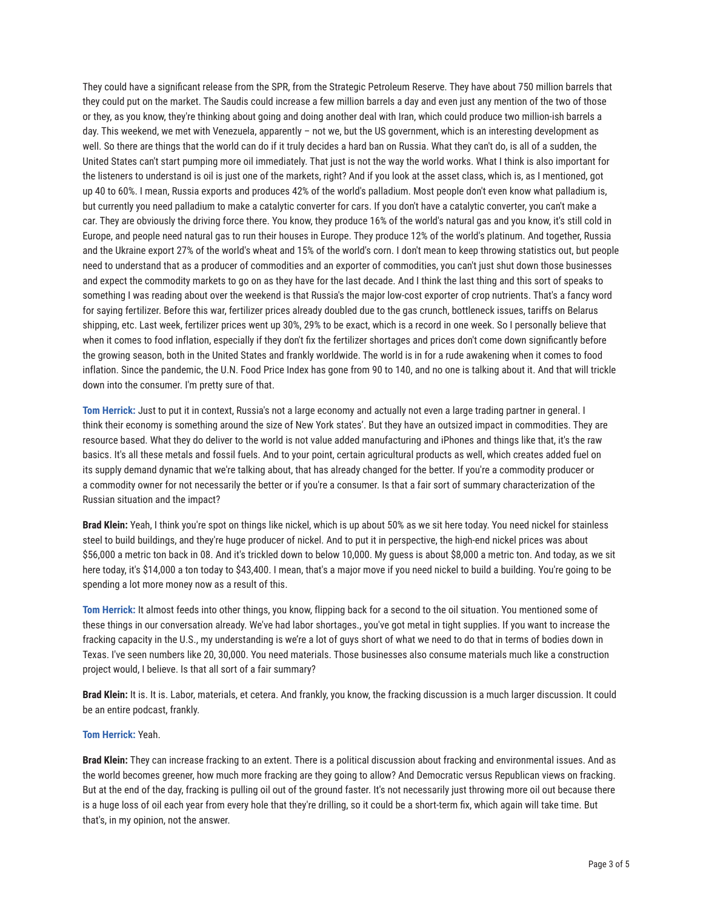They could have a significant release from the SPR, from the Strategic Petroleum Reserve. They have about 750 million barrels that they could put on the market. The Saudis could increase a few million barrels a day and even just any mention of the two of those or they, as you know, they're thinking about going and doing another deal with Iran, which could produce two million-ish barrels a day. This weekend, we met with Venezuela, apparently – not we, but the US government, which is an interesting development as well. So there are things that the world can do if it truly decides a hard ban on Russia. What they can't do, is all of a sudden, the United States can't start pumping more oil immediately. That just is not the way the world works. What I think is also important for the listeners to understand is oil is just one of the markets, right? And if you look at the asset class, which is, as I mentioned, got up 40 to 60%. I mean, Russia exports and produces 42% of the world's palladium. Most people don't even know what palladium is, but currently you need palladium to make a catalytic converter for cars. If you don't have a catalytic converter, you can't make a car. They are obviously the driving force there. You know, they produce 16% of the world's natural gas and you know, it's still cold in Europe, and people need natural gas to run their houses in Europe. They produce 12% of the world's platinum. And together, Russia and the Ukraine export 27% of the world's wheat and 15% of the world's corn. I don't mean to keep throwing statistics out, but people need to understand that as a producer of commodities and an exporter of commodities, you can't just shut down those businesses and expect the commodity markets to go on as they have for the last decade. And I think the last thing and this sort of speaks to something I was reading about over the weekend is that Russia's the major low-cost exporter of crop nutrients. That's a fancy word for saying fertilizer. Before this war, fertilizer prices already doubled due to the gas crunch, bottleneck issues, tariffs on Belarus shipping, etc. Last week, fertilizer prices went up 30%, 29% to be exact, which is a record in one week. So I personally believe that when it comes to food inflation, especially if they don't fix the fertilizer shortages and prices don't come down significantly before the growing season, both in the United States and frankly worldwide. The world is in for a rude awakening when it comes to food inflation. Since the pandemic, the U.N. Food Price Index has gone from 90 to 140, and no one is talking about it. And that will trickle down into the consumer. I'm pretty sure of that.

**Tom Herrick:** Just to put it in context, Russia's not a large economy and actually not even a large trading partner in general. I think their economy is something around the size of New York states'. But they have an outsized impact in commodities. They are resource based. What they do deliver to the world is not value added manufacturing and iPhones and things like that, it's the raw basics. It's all these metals and fossil fuels. And to your point, certain agricultural products as well, which creates added fuel on its supply demand dynamic that we're talking about, that has already changed for the better. If you're a commodity producer or a commodity owner for not necessarily the better or if you're a consumer. Is that a fair sort of summary characterization of the Russian situation and the impact?

**Brad Klein:** Yeah, I think you're spot on things like nickel, which is up about 50% as we sit here today. You need nickel for stainless steel to build buildings, and they're huge producer of nickel. And to put it in perspective, the high-end nickel prices was about $56,000 a metric ton back in 08. And it's trickled down to below 10,000. My guess is about $8,000 a metric ton. And today, as we sit here today, it's $14,000 a ton today to $43,400. I mean, that's a major move if you need nickel to build a building. You're going to be spending a lot more money now as a result of this.

**Tom Herrick:** It almost feeds into other things, you know, flipping back for a second to the oil situation. You mentioned some of these things in our conversation already. We've had labor shortages., you've got metal in tight supplies. If you want to increase the fracking capacity in the U.S., my understanding is we're a lot of guys short of what we need to do that in terms of bodies down in Texas. I've seen numbers like 20, 30,000. You need materials. Those businesses also consume materials much like a construction project would, I believe. Is that all sort of a fair summary?

**Brad Klein:** It is. It is. Labor, materials, et cetera. And frankly, you know, the fracking discussion is a much larger discussion. It could be an entire podcast, frankly.

**Tom Herrick:** Yeah.

**Brad Klein:** They can increase fracking to an extent. There is a political discussion about fracking and environmental issues. And as the world becomes greener, how much more fracking are they going to allow? And Democratic versus Republican views on fracking. But at the end of the day, fracking is pulling oil out of the ground faster. It's not necessarily just throwing more oil out because there is a huge loss of oil each year from every hole that they're drilling, so it could be a short-term fix, which again will take time. But that's, in my opinion, not the answer.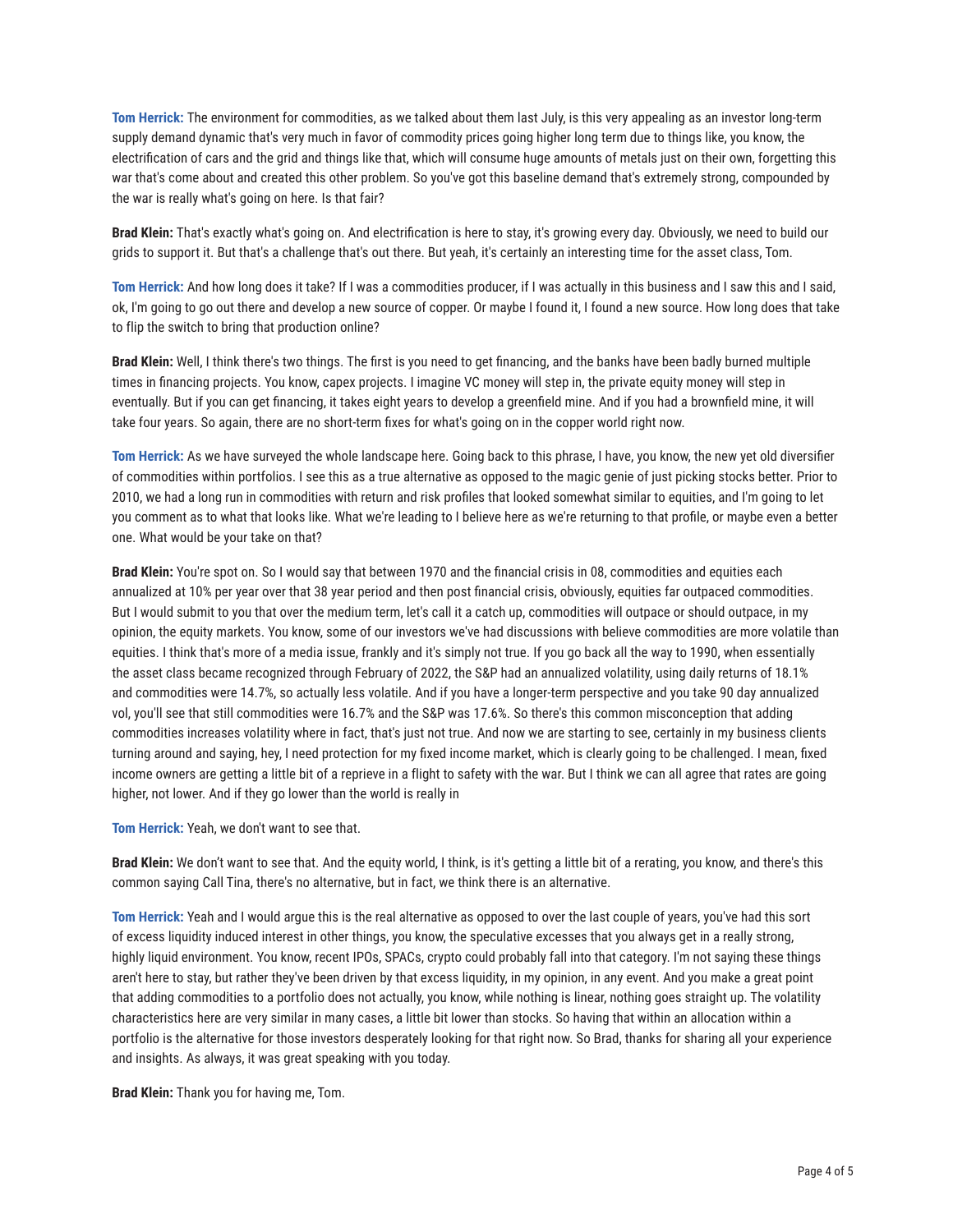**Tom Herrick:** The environment for commodities, as we talked about them last July, is this very appealing as an investor long-term supply demand dynamic that's very much in favor of commodity prices going higher long term due to things like, you know, the electrification of cars and the grid and things like that, which will consume huge amounts of metals just on their own, forgetting this war that's come about and created this other problem. So you've got this baseline demand that's extremely strong, compounded by the war is really what's going on here. Is that fair?

**Brad Klein:** That's exactly what's going on. And electrification is here to stay, it's growing every day. Obviously, we need to build our grids to support it. But that's a challenge that's out there. But yeah, it's certainly an interesting time for the asset class, Tom.

**Tom Herrick:** And how long does it take? If I was a commodities producer, if I was actually in this business and I saw this and I said, ok, I'm going to go out there and develop a new source of copper. Or maybe I found it, I found a new source. How long does that take to flip the switch to bring that production online?

**Brad Klein:** Well, I think there's two things. The first is you need to get financing, and the banks have been badly burned multiple times in financing projects. You know, capex projects. I imagine VC money will step in, the private equity money will step in eventually. But if you can get financing, it takes eight years to develop a greenfield mine. And if you had a brownfield mine, it will take four years. So again, there are no short-term fixes for what's going on in the copper world right now.

**Tom Herrick:** As we have surveyed the whole landscape here. Going back to this phrase, I have, you know, the new yet old diversifier of commodities within portfolios. I see this as a true alternative as opposed to the magic genie of just picking stocks better. Prior to 2010, we had a long run in commodities with return and risk profiles that looked somewhat similar to equities, and I'm going to let you comment as to what that looks like. What we're leading to I believe here as we're returning to that profile, or maybe even a better one. What would be your take on that?

**Brad Klein:** You're spot on. So I would say that between 1970 and the financial crisis in 08, commodities and equities each annualized at 10% per year over that 38 year period and then post financial crisis, obviously, equities far outpaced commodities. But I would submit to you that over the medium term, let's call it a catch up, commodities will outpace or should outpace, in my opinion, the equity markets. You know, some of our investors we've had discussions with believe commodities are more volatile than equities. I think that's more of a media issue, frankly and it's simply not true. If you go back all the way to 1990, when essentially the asset class became recognized through February of 2022, the S&P had an annualized volatility, using daily returns of 18.1% and commodities were 14.7%, so actually less volatile. And if you have a longer-term perspective and you take 90 day annualized vol, you'll see that still commodities were 16.7% and the S&P was 17.6%. So there's this common misconception that adding commodities increases volatility where in fact, that's just not true. And now we are starting to see, certainly in my business clients turning around and saying, hey, I need protection for my fixed income market, which is clearly going to be challenged. I mean, fixed income owners are getting a little bit of a reprieve in a flight to safety with the war. But I think we can all agree that rates are going higher, not lower. And if they go lower than the world is really in

**Tom Herrick:** Yeah, we don't want to see that.

**Brad Klein:** We don't want to see that. And the equity world, I think, is it's getting a little bit of a rerating, you know, and there's this common saying Call Tina, there's no alternative, but in fact, we think there is an alternative.

**Tom Herrick:** Yeah and I would argue this is the real alternative as opposed to over the last couple of years, you've had this sort of excess liquidity induced interest in other things, you know, the speculative excesses that you always get in a really strong, highly liquid environment. You know, recent IPOs, SPACs, crypto could probably fall into that category. I'm not saying these things aren't here to stay, but rather they've been driven by that excess liquidity, in my opinion, in any event. And you make a great point that adding commodities to a portfolio does not actually, you know, while nothing is linear, nothing goes straight up. The volatility characteristics here are very similar in many cases, a little bit lower than stocks. So having that within an allocation within a portfolio is the alternative for those investors desperately looking for that right now. So Brad, thanks for sharing all your experience and insights. As always, it was great speaking with you today.

**Brad Klein:** Thank you for having me, Tom.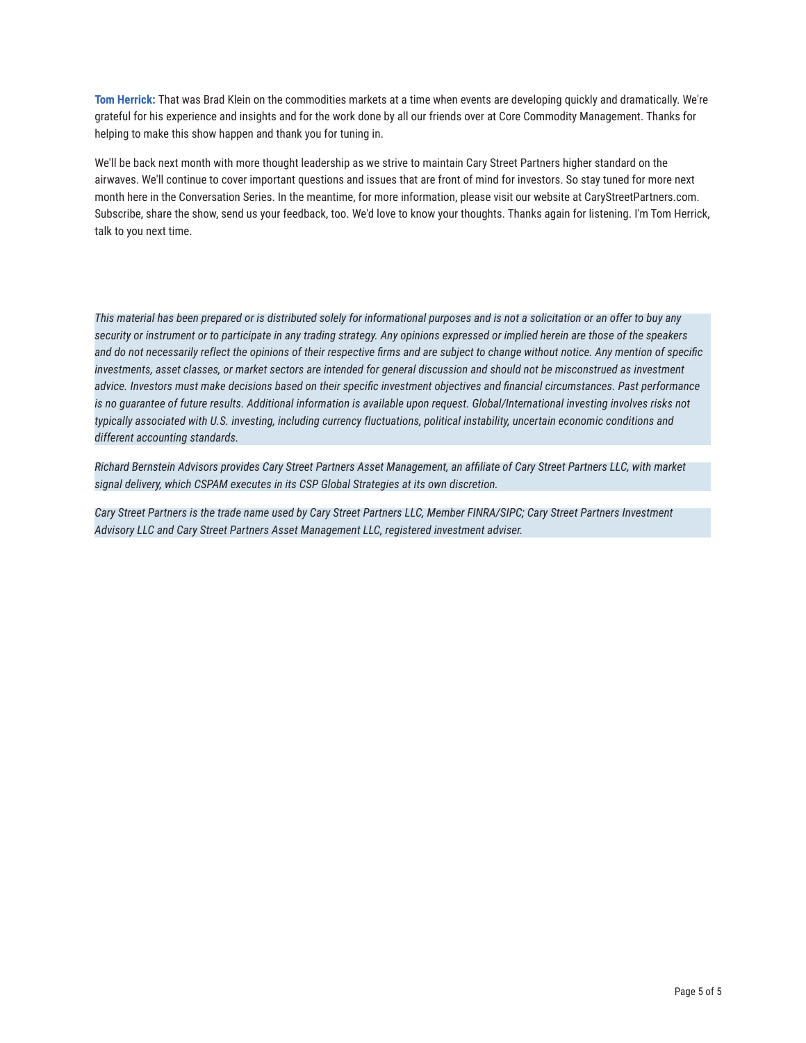**Tom Herrick:** That was Brad Klein on the commodities markets at a time when events are developing quickly and dramatically. We're grateful for his experience and insights and for the work done by all our friends over at Core Commodity Management. Thanks for helping to make this show happen and thank you for tuning in.

We'll be back next month with more thought leadership as we strive to maintain Cary Street Partners higher standard on the airwaves. We'll continue to cover important questions and issues that are front of mind for investors. So stay tuned for more next month here in the Conversation Series. In the meantime, for more information, please visit our website at CaryStreetPartners.com. Subscribe, share the show, send us your feedback, too. We'd love to know your thoughts. Thanks again for listening. I'm Tom Herrick, talk to you next time.

*This material has been prepared or is distributed solely for informational purposes and is not a solicitation or an offer to buy any security or instrument or to participate in any trading strategy. Any opinions expressed or implied herein are those of the speakers and do not necessarily reflect the opinions of their respective firms and are subject to change without notice. Any mention of specific investments, asset classes, or market sectors are intended for general discussion and should not be misconstrued as investment advice. Investors must make decisions based on their specific investment objectives and financial circumstances. Past performance is no guarantee of future results. Additional information is available upon request. Global/International investing involves risks not typically associated with U.S. investing, including currency fluctuations, political instability, uncertain economic conditions and different accounting standards.*

*Richard Bernstein Advisors provides Cary Street Partners Asset Management, an affiliate of Cary Street Partners LLC, with market signal delivery, which CSPAM executes in its CSP Global Strategies at its own discretion.*

*Cary Street Partners is the trade name used by Cary Street Partners LLC, Member FINRA/SIPC; Cary Street Partners Investment Advisory LLC and Cary Street Partners Asset Management LLC, registered investment adviser.*